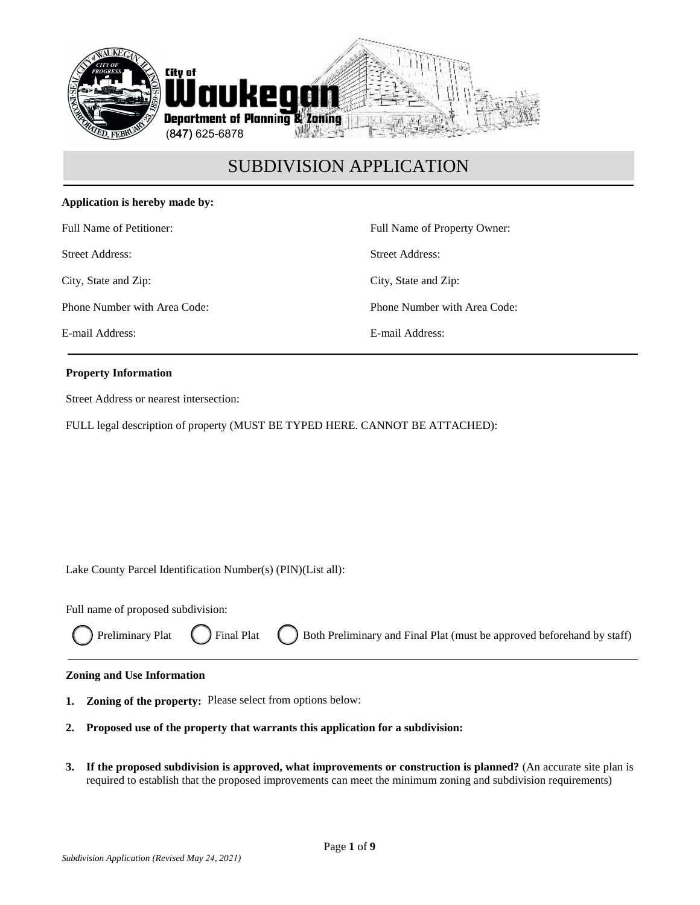City of Waukegan
Department of Planning & Zoning
(847) 625-6878

# SUBDIVISION APPLICATION

**Application is hereby made by:**

| | |
|---|---|
| Full Name of Petitioner: | Full Name of Property Owner: |
| Street Address: | Street Address: |
| City, State and Zip: | City, State and Zip: |
| Phone Number with Area Code: | Phone Number with Area Code: |
| E-mail Address: | E-mail Address: |

**Property Information**

Street Address or nearest intersection:

FULL legal description of property (MUST BE TYPED HERE. CANNOT BE ATTACHED):

Lake County Parcel Identification Number(s) (PIN)(List all):

Full name of proposed subdivision:

◯ Preliminary Plat ◯ Final Plat ◯ Both Preliminary and Final Plat (must be approved beforehand by staff)

**Zoning and Use Information**

1. **Zoning of the property:** Please select from options below:
2. **Proposed use of the property that warrants this application for a subdivision:**
3. **If the proposed subdivision is approved, what improvements or construction is planned?** (An accurate site plan is required to establish that the proposed improvements can meet the minimum zoning and subdivision requirements)

*Subdivision Application (Revised May 24, 2021)*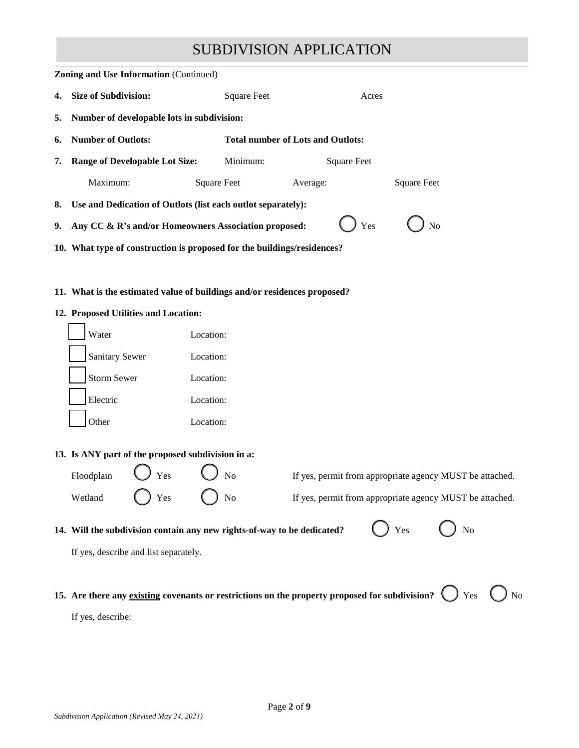# SUBDIVISION APPLICATION

**Zoning and Use Information** (Continued)

4. **Size of Subdivision:** Square Feet Acres

5. **Number of developable lots in subdivision:**

6. **Number of Outlots:** **Total number of Lots and Outlots:**

7. **Range of Developable Lot Size:** Minimum: Square Feet

   Maximum: Square Feet Average: Square Feet

8. **Use and Dedication of Outlots (list each outlot separately):**

9. **Any CC & R's and/or Homeowners Association proposed:** ◯ Yes ◯ No

10. **What type of construction is proposed for the buildings/residences?**

11. **What is the estimated value of buildings and/or residences proposed?**

12. **Proposed Utilities and Location:**

- ☐ Water Location:
- ☐ Sanitary Sewer Location:
- ☐ Storm Sewer Location:
- ☐ Electric Location:
- ☐ Other Location:

13. **Is ANY part of the proposed subdivision in a:**

   Floodplain ◯ Yes ◯ No If yes, permit from appropriate agency MUST be attached.

   Wetland ◯ Yes ◯ No If yes, permit from appropriate agency MUST be attached.

14. **Will the subdivision contain any new rights-of-way to be dedicated?** ◯ Yes ◯ No

   If yes, describe and list separately.

15. **Are there any <u>existing</u> covenants or restrictions on the property proposed for subdivision?** ◯ Yes ◯ No

   If yes, describe:

*Subdivision Application (Revised May 24, 2021)*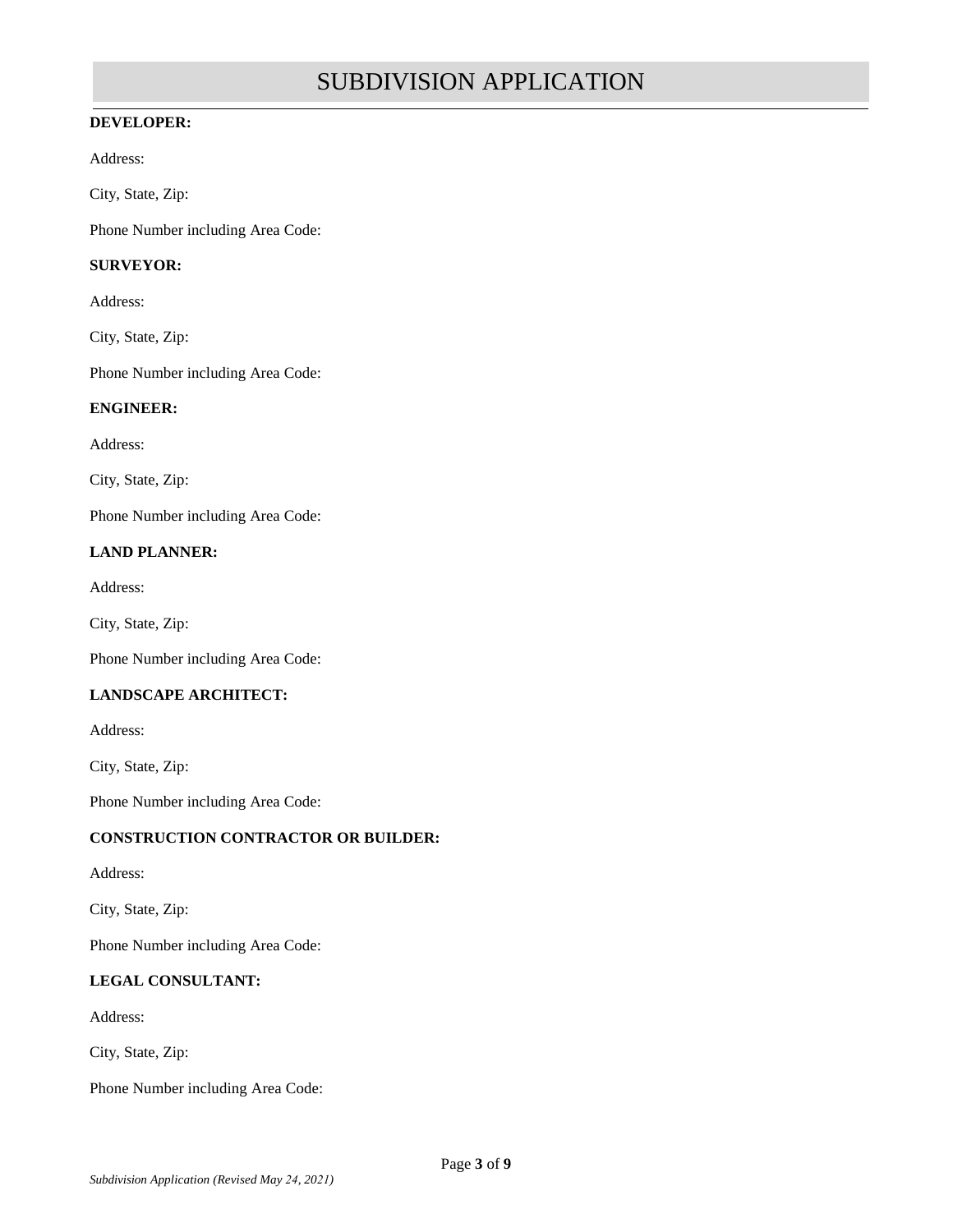# SUBDIVISION APPLICATION

**DEVELOPER:**

Address:

City, State, Zip:

Phone Number including Area Code:

**SURVEYOR:**

Address:

City, State, Zip:

Phone Number including Area Code:

**ENGINEER:**

Address:

City, State, Zip:

Phone Number including Area Code:

**LAND PLANNER:**

Address:

City, State, Zip:

Phone Number including Area Code:

**LANDSCAPE ARCHITECT:**

Address:

City, State, Zip:

Phone Number including Area Code:

**CONSTRUCTION CONTRACTOR OR BUILDER:**

Address:

City, State, Zip:

Phone Number including Area Code:

**LEGAL CONSULTANT:**

Address:

City, State, Zip:

Phone Number including Area Code: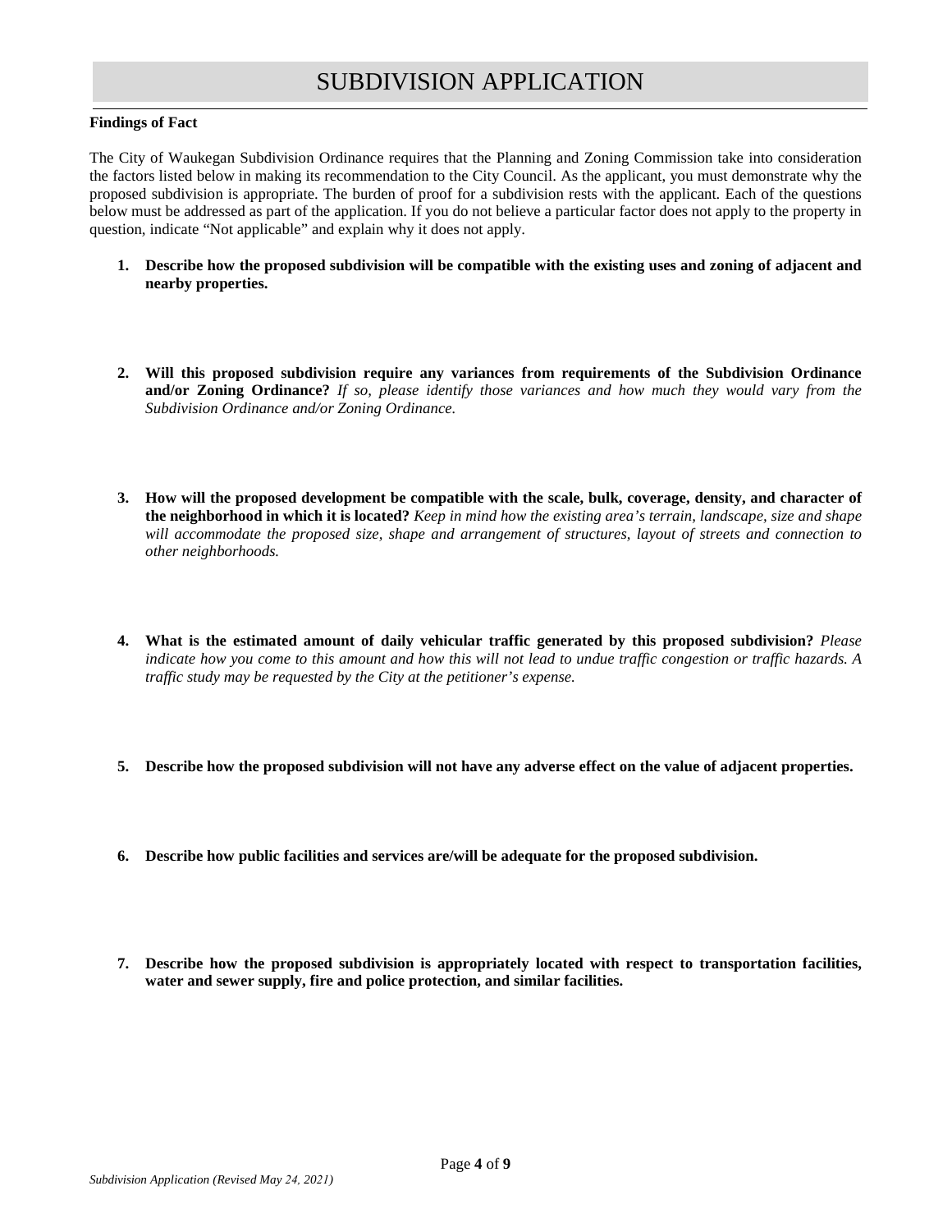# SUBDIVISION APPLICATION

**Findings of Fact**

The City of Waukegan Subdivision Ordinance requires that the Planning and Zoning Commission take into consideration the factors listed below in making its recommendation to the City Council. As the applicant, you must demonstrate why the proposed subdivision is appropriate. The burden of proof for a subdivision rests with the applicant. Each of the questions below must be addressed as part of the application. If you do not believe a particular factor does not apply to the property in question, indicate "Not applicable" and explain why it does not apply.

1. **Describe how the proposed subdivision will be compatible with the existing uses and zoning of adjacent and nearby properties.**

2. **Will this proposed subdivision require any variances from requirements of the Subdivision Ordinance and/or Zoning Ordinance?** *If so, please identify those variances and how much they would vary from the Subdivision Ordinance and/or Zoning Ordinance.*

3. **How will the proposed development be compatible with the scale, bulk, coverage, density, and character of the neighborhood in which it is located?** *Keep in mind how the existing area's terrain, landscape, size and shape will accommodate the proposed size, shape and arrangement of structures, layout of streets and connection to other neighborhoods.*

4. **What is the estimated amount of daily vehicular traffic generated by this proposed subdivision?** *Please indicate how you come to this amount and how this will not lead to undue traffic congestion or traffic hazards. A traffic study may be requested by the City at the petitioner's expense.*

5. **Describe how the proposed subdivision will not have any adverse effect on the value of adjacent properties.**

6. **Describe how public facilities and services are/will be adequate for the proposed subdivision.**

7. **Describe how the proposed subdivision is appropriately located with respect to transportation facilities, water and sewer supply, fire and police protection, and similar facilities.**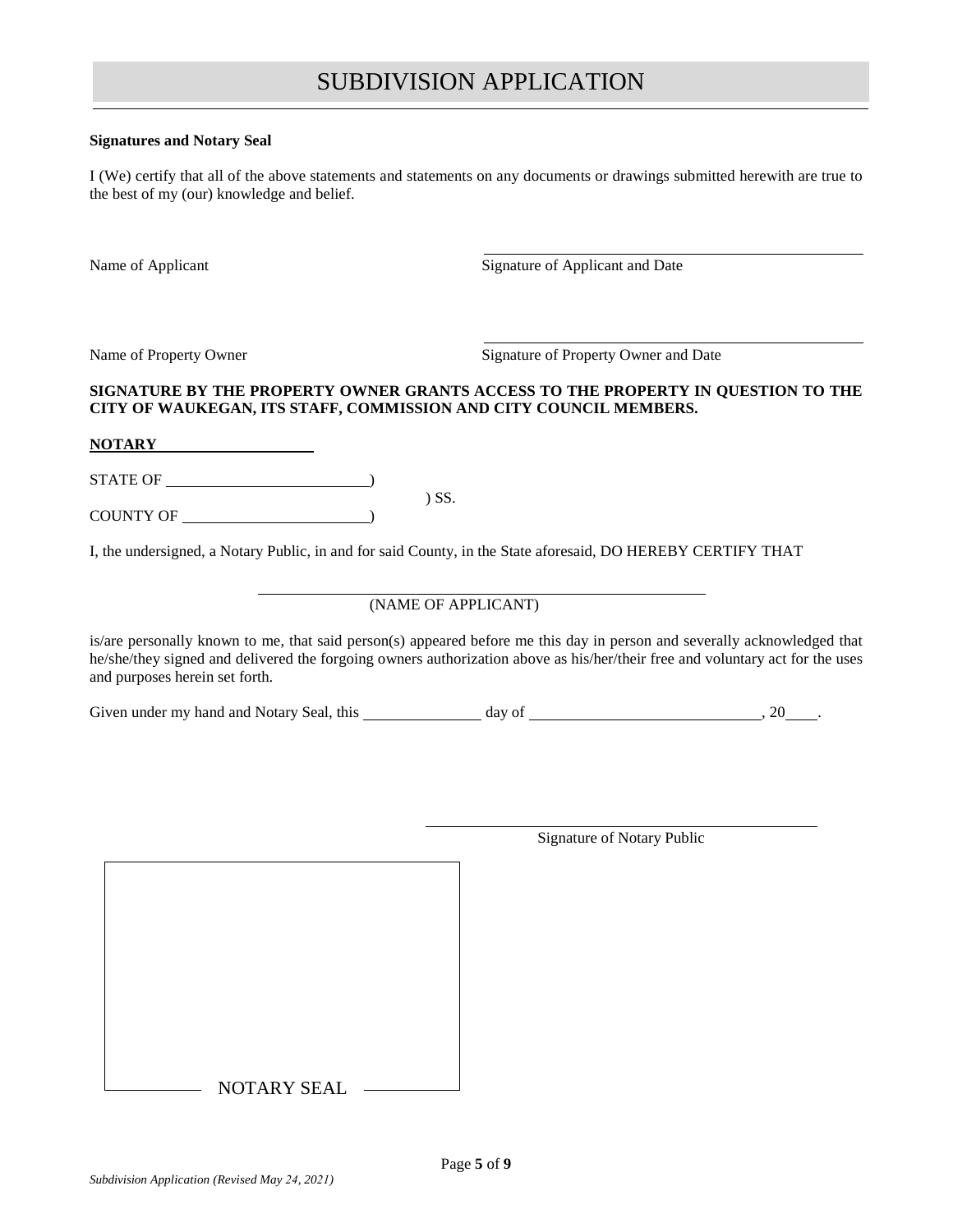# SUBDIVISION APPLICATION

**Signatures and Notary Seal**

I (We) certify that all of the above statements and statements on any documents or drawings submitted herewith are true to the best of my (our) knowledge and belief.

Name of Applicant ______________________ Signature of Applicant and Date

Name of Property Owner ______________________ Signature of Property Owner and Date

**SIGNATURE BY THE PROPERTY OWNER GRANTS ACCESS TO THE PROPERTY IN QUESTION TO THE CITY OF WAUKEGAN, ITS STAFF, COMMISSION AND CITY COUNCIL MEMBERS.**

**NOTARY**

STATE OF ______________________ )
) SS.
COUNTY OF ______________________ )

I, the undersigned, a Notary Public, in and for said County, in the State aforesaid, DO HEREBY CERTIFY THAT

______________________________________
(NAME OF APPLICANT)

is/are personally known to me, that said person(s) appeared before me this day in person and severally acknowledged that he/she/they signed and delivered the forgoing owners authorization above as his/her/their free and voluntary act for the uses and purposes herein set forth.

Given under my hand and Notary Seal, this ____________ day of ______________________, 20____.

______________________________________
Signature of Notary Public

NOTARY SEAL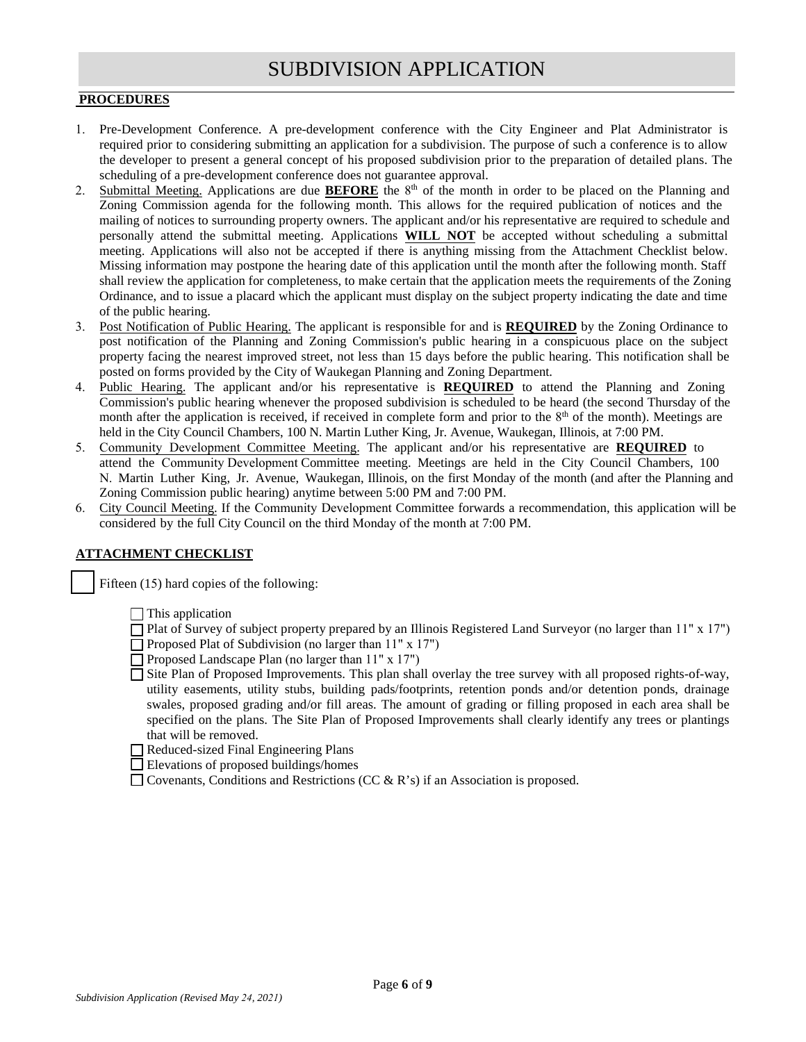# SUBDIVISION APPLICATION

**PROCEDURES**

1. Pre-Development Conference. A pre-development conference with the City Engineer and Plat Administrator is required prior to considering submitting an application for a subdivision. The purpose of such a conference is to allow the developer to present a general concept of his proposed subdivision prior to the preparation of detailed plans. The scheduling of a pre-development conference does not guarantee approval.
2. Submittal Meeting. Applications are due **BEFORE** the 8th of the month in order to be placed on the Planning and Zoning Commission agenda for the following month. This allows for the required publication of notices and the mailing of notices to surrounding property owners. The applicant and/or his representative are required to schedule and personally attend the submittal meeting. Applications **WILL NOT** be accepted without scheduling a submittal meeting. Applications will also not be accepted if there is anything missing from the Attachment Checklist below. Missing information may postpone the hearing date of this application until the month after the following month. Staff shall review the application for completeness, to make certain that the application meets the requirements of the Zoning Ordinance, and to issue a placard which the applicant must display on the subject property indicating the date and time of the public hearing.
3. Post Notification of Public Hearing. The applicant is responsible for and is **REQUIRED** by the Zoning Ordinance to post notification of the Planning and Zoning Commission's public hearing in a conspicuous place on the subject property facing the nearest improved street, not less than 15 days before the public hearing. This notification shall be posted on forms provided by the City of Waukegan Planning and Zoning Department.
4. Public Hearing. The applicant and/or his representative is **REQUIRED** to attend the Planning and Zoning Commission's public hearing whenever the proposed subdivision is scheduled to be heard (the second Thursday of the month after the application is received, if received in complete form and prior to the 8th of the month). Meetings are held in the City Council Chambers, 100 N. Martin Luther King, Jr. Avenue, Waukegan, Illinois, at 7:00 PM.
5. Community Development Committee Meeting. The applicant and/or his representative are **REQUIRED** to attend the Community Development Committee meeting. Meetings are held in the City Council Chambers, 100 N. Martin Luther King, Jr. Avenue, Waukegan, Illinois, on the first Monday of the month (and after the Planning and Zoning Commission public hearing) anytime between 5:00 PM and 7:00 PM.
6. City Council Meeting. If the Community Development Committee forwards a recommendation, this application will be considered by the full City Council on the third Monday of the month at 7:00 PM.

**ATTACHMENT CHECKLIST**

☐ Fifteen (15) hard copies of the following:

- ☐ This application
- ☐ Plat of Survey of subject property prepared by an Illinois Registered Land Surveyor (no larger than 11" x 17")
- ☐ Proposed Plat of Subdivision (no larger than 11" x 17")
- ☐ Proposed Landscape Plan (no larger than 11" x 17")
- ☐ Site Plan of Proposed Improvements. This plan shall overlay the tree survey with all proposed rights-of-way, utility easements, utility stubs, building pads/footprints, retention ponds and/or detention ponds, drainage swales, proposed grading and/or fill areas. The amount of grading or filling proposed in each area shall be specified on the plans. The Site Plan of Proposed Improvements shall clearly identify any trees or plantings that will be removed.
- ☐ Reduced-sized Final Engineering Plans
- ☐ Elevations of proposed buildings/homes
- ☐ Covenants, Conditions and Restrictions (CC & R's) if an Association is proposed.

*Subdivision Application (Revised May 24, 2021)*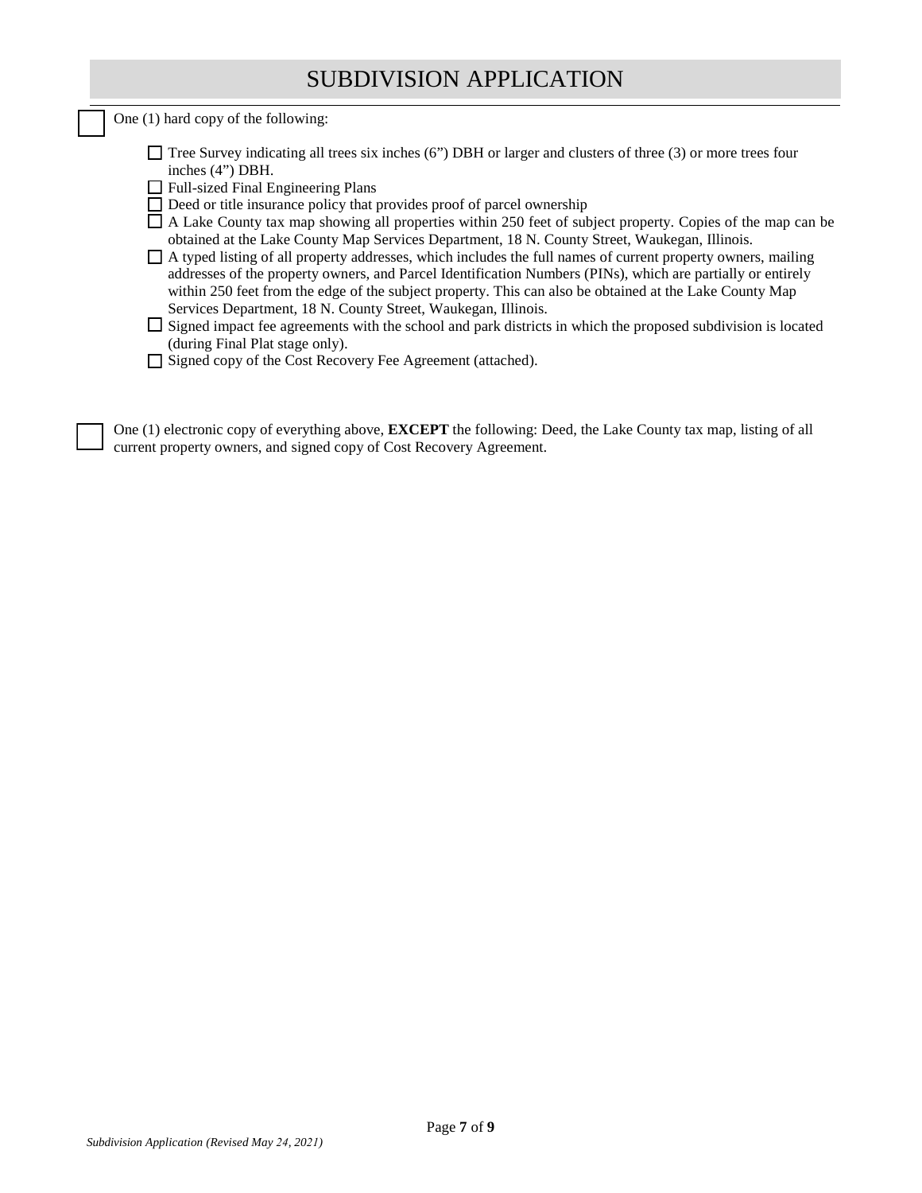# SUBDIVISION APPLICATION

☐ One (1) hard copy of the following:

- ☐ Tree Survey indicating all trees six inches (6") DBH or larger and clusters of three (3) or more trees four inches (4") DBH.
- ☐ Full-sized Final Engineering Plans
- ☐ Deed or title insurance policy that provides proof of parcel ownership
- ☐ A Lake County tax map showing all properties within 250 feet of subject property. Copies of the map can be obtained at the Lake County Map Services Department, 18 N. County Street, Waukegan, Illinois.
- ☐ A typed listing of all property addresses, which includes the full names of current property owners, mailing addresses of the property owners, and Parcel Identification Numbers (PINs), which are partially or entirely within 250 feet from the edge of the subject property. This can also be obtained at the Lake County Map Services Department, 18 N. County Street, Waukegan, Illinois.
- ☐ Signed impact fee agreements with the school and park districts in which the proposed subdivision is located (during Final Plat stage only).
- ☐ Signed copy of the Cost Recovery Fee Agreement (attached).

☐ One (1) electronic copy of everything above, **EXCEPT** the following: Deed, the Lake County tax map, listing of all current property owners, and signed copy of Cost Recovery Agreement.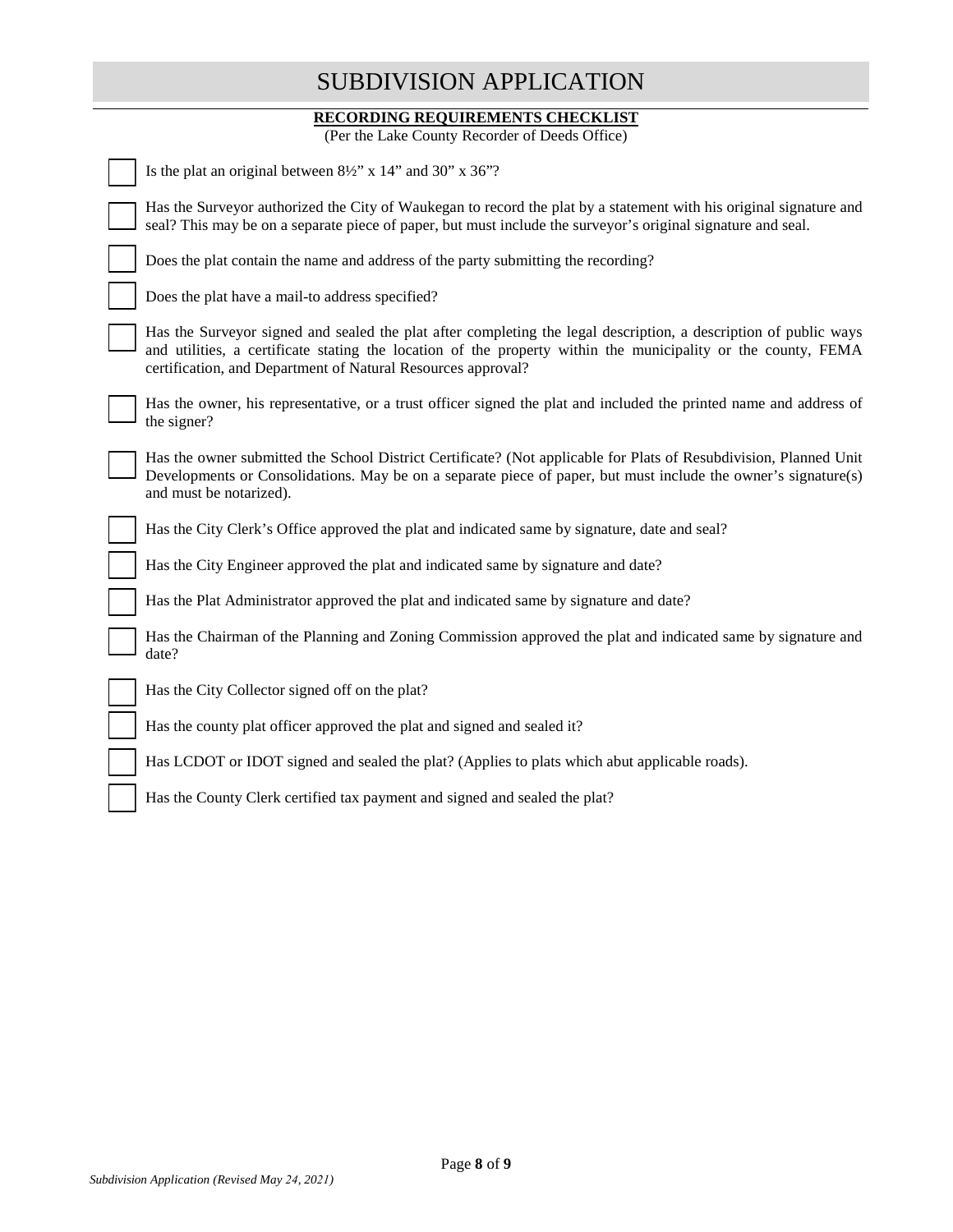# SUBDIVISION APPLICATION

**RECORDING REQUIREMENTS CHECKLIST**

(Per the Lake County Recorder of Deeds Office)

- [ ] Is the plat an original between 8½" x 14" and 30" x 36"?
- [ ] Has the Surveyor authorized the City of Waukegan to record the plat by a statement with his original signature and seal? This may be on a separate piece of paper, but must include the surveyor's original signature and seal.
- [ ] Does the plat contain the name and address of the party submitting the recording?
- [ ] Does the plat have a mail-to address specified?
- [ ] Has the Surveyor signed and sealed the plat after completing the legal description, a description of public ways and utilities, a certificate stating the location of the property within the municipality or the county, FEMA certification, and Department of Natural Resources approval?
- [ ] Has the owner, his representative, or a trust officer signed the plat and included the printed name and address of the signer?
- [ ] Has the owner submitted the School District Certificate? (Not applicable for Plats of Resubdivision, Planned Unit Developments or Consolidations. May be on a separate piece of paper, but must include the owner's signature(s) and must be notarized).
- [ ] Has the City Clerk's Office approved the plat and indicated same by signature, date and seal?
- [ ] Has the City Engineer approved the plat and indicated same by signature and date?
- [ ] Has the Plat Administrator approved the plat and indicated same by signature and date?
- [ ] Has the Chairman of the Planning and Zoning Commission approved the plat and indicated same by signature and date?
- [ ] Has the City Collector signed off on the plat?
- [ ] Has the county plat officer approved the plat and signed and sealed it?
- [ ] Has LCDOT or IDOT signed and sealed the plat? (Applies to plats which abut applicable roads).
- [ ] Has the County Clerk certified tax payment and signed and sealed the plat?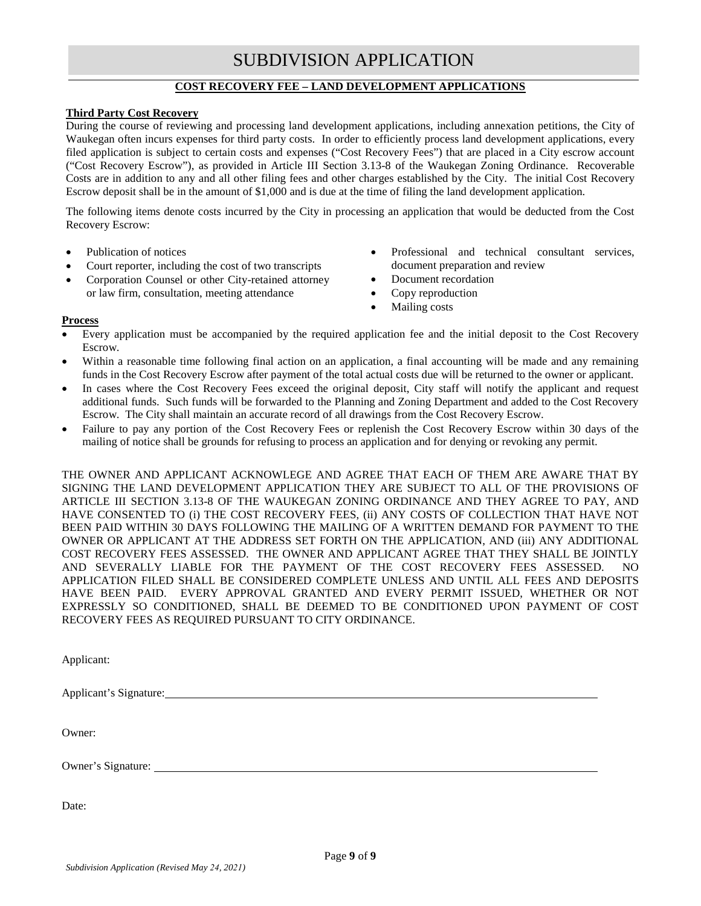# SUBDIVISION APPLICATION

## COST RECOVERY FEE – LAND DEVELOPMENT APPLICATIONS

**Third Party Cost Recovery**

During the course of reviewing and processing land development applications, including annexation petitions, the City of Waukegan often incurs expenses for third party costs. In order to efficiently process land development applications, every filed application is subject to certain costs and expenses ("Cost Recovery Fees") that are placed in a City escrow account ("Cost Recovery Escrow"), as provided in Article III Section 3.13-8 of the Waukegan Zoning Ordinance. Recoverable Costs are in addition to any and all other filing fees and other charges established by the City. The initial Cost Recovery Escrow deposit shall be in the amount of $1,000 and is due at the time of filing the land development application.

The following items denote costs incurred by the City in processing an application that would be deducted from the Cost Recovery Escrow:

- Publication of notices
- Court reporter, including the cost of two transcripts
- Corporation Counsel or other City-retained attorney or law firm, consultation, meeting attendance
- Professional and technical consultant services, document preparation and review
- Document recordation
- Copy reproduction
- Mailing costs

**Process**

- Every application must be accompanied by the required application fee and the initial deposit to the Cost Recovery Escrow.
- Within a reasonable time following final action on an application, a final accounting will be made and any remaining funds in the Cost Recovery Escrow after payment of the total actual costs due will be returned to the owner or applicant.
- In cases where the Cost Recovery Fees exceed the original deposit, City staff will notify the applicant and request additional funds. Such funds will be forwarded to the Planning and Zoning Department and added to the Cost Recovery Escrow. The City shall maintain an accurate record of all drawings from the Cost Recovery Escrow.
- Failure to pay any portion of the Cost Recovery Fees or replenish the Cost Recovery Escrow within 30 days of the mailing of notice shall be grounds for refusing to process an application and for denying or revoking any permit.

THE OWNER AND APPLICANT ACKNOWLEGE AND AGREE THAT EACH OF THEM ARE AWARE THAT BY SIGNING THE LAND DEVELOPMENT APPLICATION THEY ARE SUBJECT TO ALL OF THE PROVISIONS OF ARTICLE III SECTION 3.13-8 OF THE WAUKEGAN ZONING ORDINANCE AND THEY AGREE TO PAY, AND HAVE CONSENTED TO (i) THE COST RECOVERY FEES, (ii) ANY COSTS OF COLLECTION THAT HAVE NOT BEEN PAID WITHIN 30 DAYS FOLLOWING THE MAILING OF A WRITTEN DEMAND FOR PAYMENT TO THE OWNER OR APPLICANT AT THE ADDRESS SET FORTH ON THE APPLICATION, AND (iii) ANY ADDITIONAL COST RECOVERY FEES ASSESSED. THE OWNER AND APPLICANT AGREE THAT THEY SHALL BE JOINTLY AND SEVERALLY LIABLE FOR THE PAYMENT OF THE COST RECOVERY FEES ASSESSED. NO APPLICATION FILED SHALL BE CONSIDERED COMPLETE UNLESS AND UNTIL ALL FEES AND DEPOSITS HAVE BEEN PAID. EVERY APPROVAL GRANTED AND EVERY PERMIT ISSUED, WHETHER OR NOT EXPRESSLY SO CONDITIONED, SHALL BE DEEMED TO BE CONDITIONED UPON PAYMENT OF COST RECOVERY FEES AS REQUIRED PURSUANT TO CITY ORDINANCE.

Applicant:

Applicant's Signature: ______________________________________________

Owner:

Owner's Signature: ______________________________________________

Date: